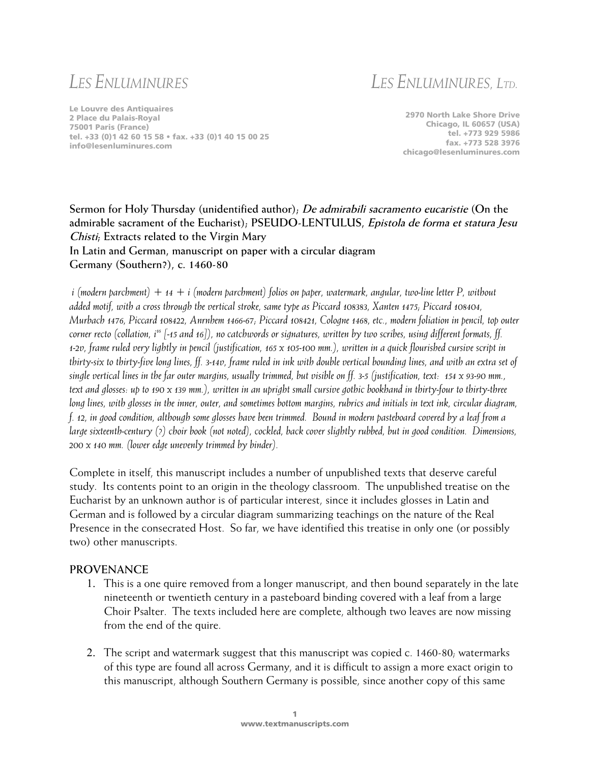# LES ENLUMINURES

Le Louvre des Antiquaires
2 Place du Palais-Royal
75001 Paris (France)
tel. +33 (0)1 42 60 15 58 • fax. +33 (0)1 40 15 00 25
info@lesenluminures.com

# LES ENLUMINURES, LTD.

2970 North Lake Shore Drive
Chicago, IL 60657 (USA)
tel. +773 929 5986
fax. +773 528 3976
chicago@lesenluminures.com

**Sermon for Holy Thursday (unidentified author); *De admirabili sacramento eucaristie* (On the admirable sacrament of the Eucharist); PSEUDO-LENTULUS, *Epistola de forma et statura Jesu Chisti*; Extracts related to the Virgin Mary**
**In Latin and German, manuscript on paper with a circular diagram**
**Germany (Southern?), c. 1460-80**

*i (modern parchment) + 14 + i (modern parchment) folios on paper, watermark, angular, two-line letter P, without added motif, with a cross through the vertical stroke, same type as Piccard 108383, Xanten 1475; Piccard 108404, Murbach 1476, Piccard 108422, Anrnhem 1466-67; Piccard 108421, Cologne 1468, etc., modern foliation in pencil, top outer corner recto (collation, i[16] [-15 and 16]), no catchwords or signatures, written by two scribes, using different formats, ff. 1-2v, frame ruled very lightly in pencil (justification, 165 x 105-100 mm.), written in a quick flourished cursive script in thirty-six to thirty-five long lines, ff. 3-14v, frame ruled in ink with double vertical bounding lines, and with an extra set of single vertical lines in the far outer margins, usually trimmed, but visible on ff. 3-5 (justification, text: 154 x 93-90 mm., text and glosses: up to 190 x 139 mm.), written in an upright small cursive gothic bookhand in thirty-four to thirty-three long lines, with glosses in the inner, outer, and sometimes bottom margins, rubrics and initials in text ink, circular diagram, f. 12, in good condition, although some glosses have been trimmed. Bound in modern pasteboard covered by a leaf from a large sixteenth-century (?) choir book (not noted), cockled, back cover slightly rubbed, but in good condition. Dimensions, 200 x 140 mm. (lower edge unevenly trimmed by binder).*

Complete in itself, this manuscript includes a number of unpublished texts that deserve careful study. Its contents point to an origin in the theology classroom. The unpublished treatise on the Eucharist by an unknown author is of particular interest, since it includes glosses in Latin and German and is followed by a circular diagram summarizing teachings on the nature of the Real Presence in the consecrated Host. So far, we have identified this treatise in only one (or possibly two) other manuscripts.

## PROVENANCE

1. This is a one quire removed from a longer manuscript, and then bound separately in the late nineteenth or twentieth century in a pasteboard binding covered with a leaf from a large Choir Psalter. The texts included here are complete, although two leaves are now missing from the end of the quire.

2. The script and watermark suggest that this manuscript was copied c. 1460-80; watermarks of this type are found all across Germany, and it is difficult to assign a more exact origin to this manuscript, although Southern Germany is possible, since another copy of this same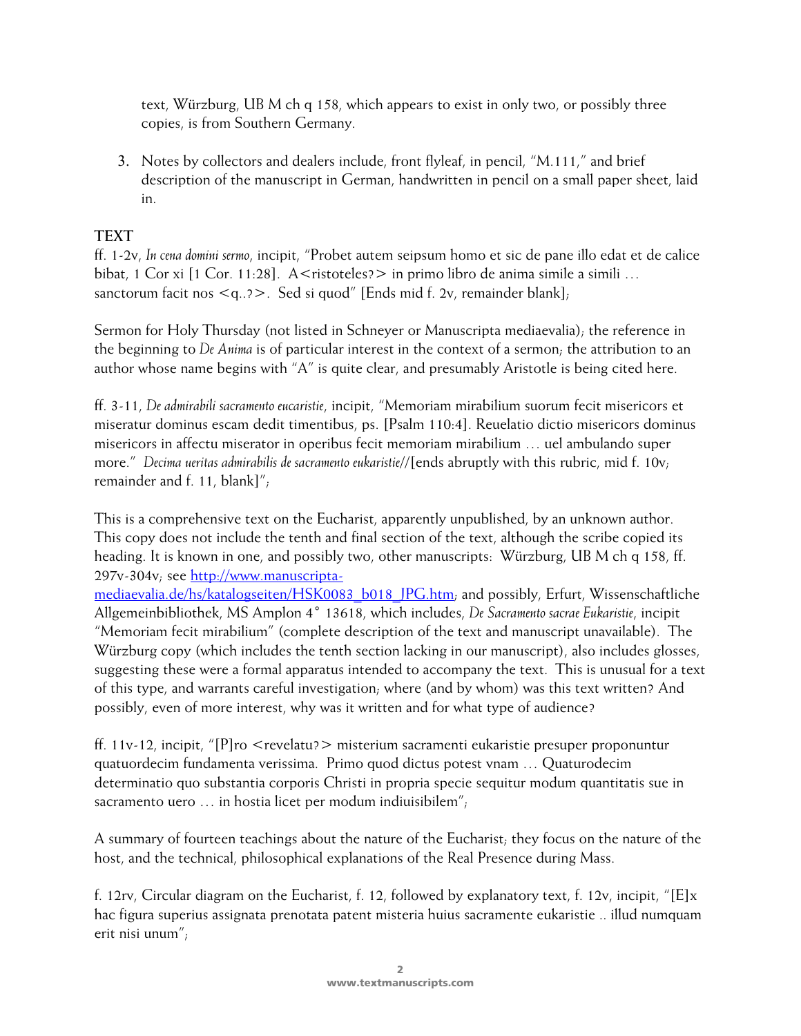text, Würzburg, UB M ch q 158, which appears to exist in only two, or possibly three copies, is from Southern Germany.

3. Notes by collectors and dealers include, front flyleaf, in pencil, "M.111," and brief description of the manuscript in German, handwritten in pencil on a small paper sheet, laid in.

## TEXT

ff. 1-2v, *In cena domini sermo*, incipit, "Probet autem seipsum homo et sic de pane illo edat et de calice bibat, 1 Cor xi [1 Cor. 11:28]. A<ristoteles?> in primo libro de anima simile a simili … sanctorum facit nos <q..?>. Sed si quod" [Ends mid f. 2v, remainder blank];

Sermon for Holy Thursday (not listed in Schneyer or Manuscripta mediaevalia); the reference in the beginning to *De Anima* is of particular interest in the context of a sermon; the attribution to an author whose name begins with "A" is quite clear, and presumably Aristotle is being cited here.

ff. 3-11, *De admirabili sacramento eucaristie*, incipit, "Memoriam mirabilium suorum fecit misericors et miseratur dominus escam dedit timentibus, ps. [Psalm 110:4]. Reuelatio dictio misericors dominus misericors in affectu miserator in operibus fecit memoriam mirabilium … uel ambulando super more." *Decima ueritas admirabilis de sacramento eukaristie*//[ends abruptly with this rubric, mid f. 10v; remainder and f. 11, blank]";

This is a comprehensive text on the Eucharist, apparently unpublished, by an unknown author. This copy does not include the tenth and final section of the text, although the scribe copied its heading. It is known in one, and possibly two, other manuscripts: Würzburg, UB M ch q 158, ff. 297v-304v; see http://www.manuscripta-mediaevalia.de/hs/katalogseiten/HSK0083_b018_JPG.htm; and possibly, Erfurt, Wissenschaftliche Allgemeinbibliothek, MS Amplon 4° 13618, which includes, *De Sacramento sacrae Eukaristie*, incipit "Memoriam fecit mirabilium" (complete description of the text and manuscript unavailable). The Würzburg copy (which includes the tenth section lacking in our manuscript), also includes glosses, suggesting these were a formal apparatus intended to accompany the text. This is unusual for a text of this type, and warrants careful investigation; where (and by whom) was this text written? And possibly, even of more interest, why was it written and for what type of audience?

ff. 11v-12, incipit, "[P]ro <revelatu?> misterium sacramenti eukaristie presuper proponuntur quatuordecim fundamenta verissima. Primo quod dictus potest vnam … Quaturodecim determinatio quo substantia corporis Christi in propria specie sequitur modum quantitatis sue in sacramento uero … in hostia licet per modum indiuisibilem";

A summary of fourteen teachings about the nature of the Eucharist; they focus on the nature of the host, and the technical, philosophical explanations of the Real Presence during Mass.

f. 12rv, Circular diagram on the Eucharist, f. 12, followed by explanatory text, f. 12v, incipit, "[E]x hac figura superius assignata prenotata patent misteria huius sacramente eukaristie .. illud numquam erit nisi unum";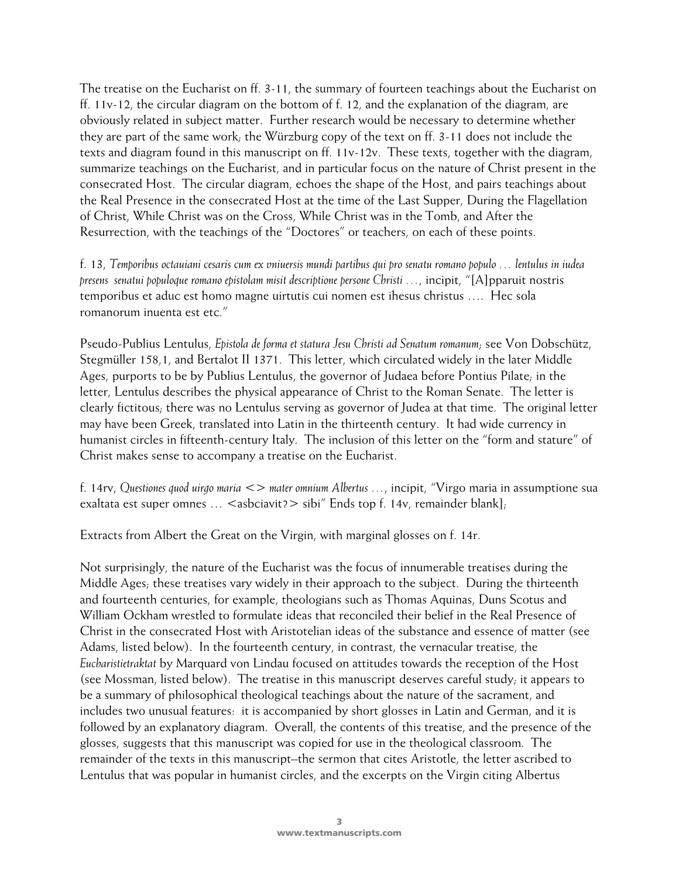The treatise on the Eucharist on ff. 3-11, the summary of fourteen teachings about the Eucharist on ff. 11v-12, the circular diagram on the bottom of f. 12, and the explanation of the diagram, are obviously related in subject matter. Further research would be necessary to determine whether they are part of the same work; the Würzburg copy of the text on ff. 3-11 does not include the texts and diagram found in this manuscript on ff. 11v-12v. These texts, together with the diagram, summarize teachings on the Eucharist, and in particular focus on the nature of Christ present in the consecrated Host. The circular diagram, echoes the shape of the Host, and pairs teachings about the Real Presence in the consecrated Host at the time of the Last Supper, During the Flagellation of Christ, While Christ was on the Cross, While Christ was in the Tomb, and After the Resurrection, with the teachings of the "Doctores" or teachers, on each of these points.

f. 13, *Temporibus octauiani cesaris cum ex vniuersis mundi partibus qui pro senatu romano populo … lentulus in iudea presens senatui populoque romano epistolam misit descriptione persone Christi …*, incipit, "[A]pparuit nostris temporibus et aduc est homo magne uirtutis cui nomen est ihesus christus …. Hec sola romanorum inuenta est etc."

Pseudo-Publius Lentulus, *Epistola de forma et statura Jesu Christi ad Senatum romanum*; see Von Dobschütz, Stegmüller 158,1, and Bertalot II 1371. This letter, which circulated widely in the later Middle Ages, purports to be by Publius Lentulus, the governor of Judaea before Pontius Pilate; in the letter, Lentulus describes the physical appearance of Christ to the Roman Senate. The letter is clearly fictitous; there was no Lentulus serving as governor of Judea at that time. The original letter may have been Greek, translated into Latin in the thirteenth century. It had wide currency in humanist circles in fifteenth-century Italy. The inclusion of this letter on the "form and stature" of Christ makes sense to accompany a treatise on the Eucharist.

f. 14rv, *Questiones quod uirgo maria <> mater omnium Albertus …*, incipit, "Virgo maria in assumptione sua exaltata est super omnes … <asbciavit?> sibi" Ends top f. 14v, remainder blank];

Extracts from Albert the Great on the Virgin, with marginal glosses on f. 14r.

Not surprisingly, the nature of the Eucharist was the focus of innumerable treatises during the Middle Ages; these treatises vary widely in their approach to the subject. During the thirteenth and fourteenth centuries, for example, theologians such as Thomas Aquinas, Duns Scotus and William Ockham wrestled to formulate ideas that reconciled their belief in the Real Presence of Christ in the consecrated Host with Aristotelian ideas of the substance and essence of matter (see Adams, listed below). In the fourteenth century, in contrast, the vernacular treatise, the *Eucharistietraktat* by Marquard von Lindau focused on attitudes towards the reception of the Host (see Mossman, listed below). The treatise in this manuscript deserves careful study; it appears to be a summary of philosophical theological teachings about the nature of the sacrament, and includes two unusual features: it is accompanied by short glosses in Latin and German, and it is followed by an explanatory diagram. Overall, the contents of this treatise, and the presence of the glosses, suggests that this manuscript was copied for use in the theological classroom. The remainder of the texts in this manuscript–the sermon that cites Aristotle, the letter ascribed to Lentulus that was popular in humanist circles, and the excerpts on the Virgin citing Albertus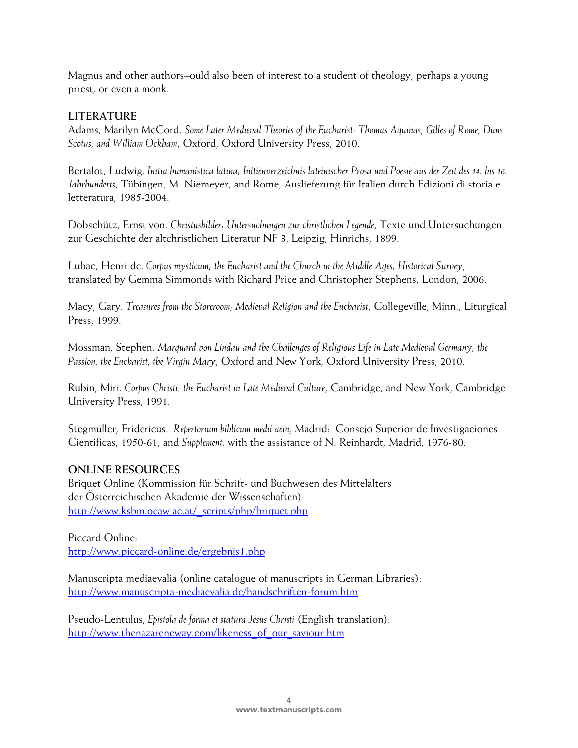Magnus and other authors–ould also been of interest to a student of theology, perhaps a young priest, or even a monk.

## LITERATURE

Adams, Marilyn McCord. *Some Later Medieval Theories of the Eucharist: Thomas Aquinas, Gilles of Rome, Duns Scotus, and William Ockham*, Oxford, Oxford University Press, 2010.

Bertalot, Ludwig. *Initia humanistica latina; Initienverzeichnis lateinischer Prosa und Poesie aus der Zeit des 14. bis 16. Jahrhunderts*, Tübingen, M. Niemeyer, and Rome, Auslieferung für Italien durch Edizioni di storia e letteratura, 1985-2004.

Dobschütz, Ernst von. *Christusbilder; Untersuchungen zur christlichen Legende*, Texte und Untersuchungen zur Geschichte der altchristlichen Literatur NF 3, Leipzig, Hinrichs, 1899.

Lubac, Henri de. *Corpus mysticum; the Eucharist and the Church in the Middle Ages; Historical Survey*, translated by Gemma Simmonds with Richard Price and Christopher Stephens, London, 2006.

Macy, Gary. *Treasures from the Storeroom; Medieval Religion and the Eucharist*, Collegeville, Minn., Liturgical Press, 1999.

Mossman, Stephen. *Marquard von Lindau and the Challenges of Religious Life in Late Medieval Germany; the Passion, the Eucharist, the Virgin Mary*, Oxford and New York, Oxford University Press, 2010.

Rubin, Miri. *Corpus Christi: the Eucharist in Late Medieval Culture*, Cambridge, and New York, Cambridge University Press, 1991.

Stegmüller, Fridericus. *Repertorium biblicum medii aevi*, Madrid: Consejo Superior de Investigaciones Cientificas, 1950-61, and *Supplement*, with the assistance of N. Reinhardt, Madrid, 1976-80.

## ONLINE RESOURCES

Briquet Online (Kommission für Schrift- und Buchwesen des Mittelalters der Österreichischen Akademie der Wissenschaften):
http://www.ksbm.oeaw.ac.at/_scripts/php/briquet.php

Piccard Online:
http://www.piccard-online.de/ergebnis1.php

Manuscripta mediaevalia (online catalogue of manuscripts in German Libraries):
http://www.manuscripta-mediaevalia.de/handschriften-forum.htm

Pseudo-Lentulus, *Epistola de forma et statura Jesus Christi* (English translation):
http://www.thenazareneway.com/likeness_of_our_saviour.htm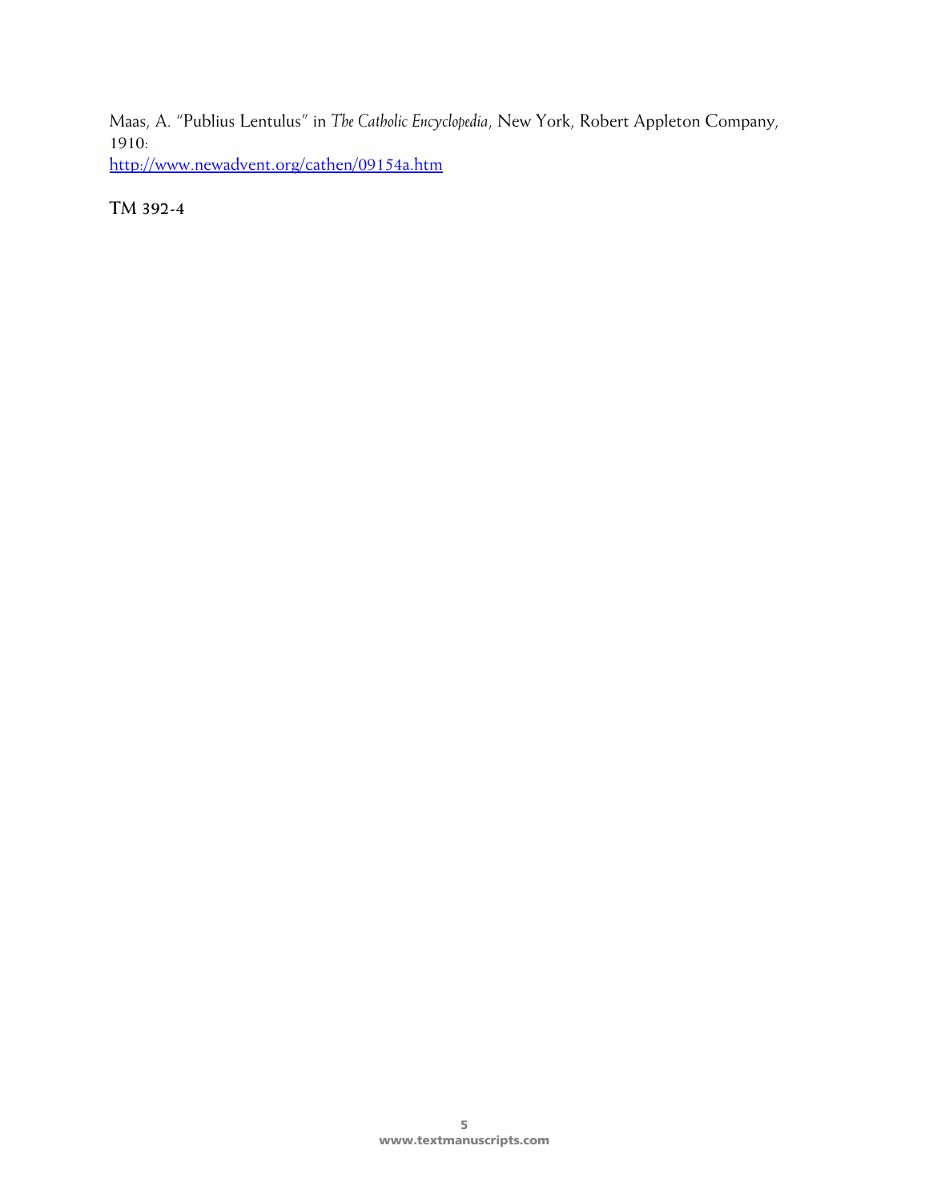Maas, A. "Publius Lentulus" in *The Catholic Encyclopedia*, New York, Robert Appleton Company, 1910:
http://www.newadvent.org/cathen/09154a.htm

**TM 392-4**